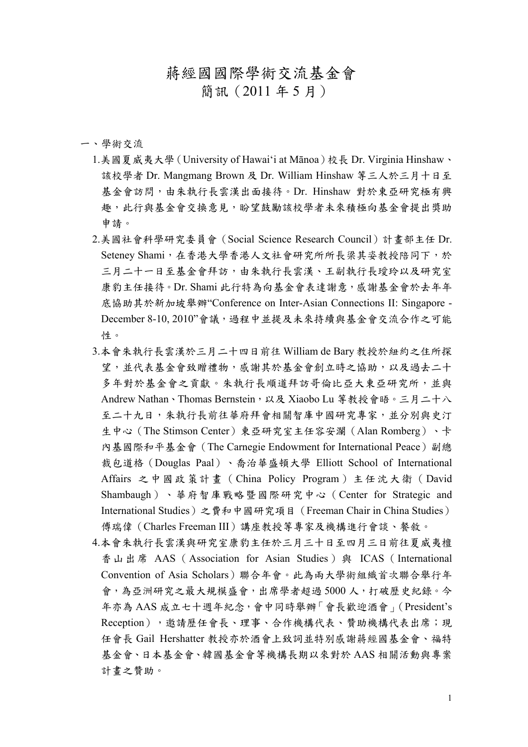# 蔣經國國際學術交流基金會
## 簡訊（2011 年 5 月）

一、學術交流

1.美國夏威夷大學（University of Hawai'i at Mānoa）校長 Dr. Virginia Hinshaw、該校學者 Dr. Mangmang Brown 及 Dr. William Hinshaw 等三人於三月十日至基金會訪問，由朱執行長雲漢出面接待。Dr. Hinshaw 對於東亞研究極有興趣，此行與基金會交換意見，盼望鼓勵該校學者未來積極向基金會提出獎助申請。

2.美國社會科學研究委員會（Social Science Research Council）計畫部主任 Dr. Seteney Shami，在香港大學香港人文社會研究所所長梁其姿教授陪同下，於三月二十一日至基金會拜訪，由朱執行長雲漢、王副執行長瓊玲以及研究室康豹主任接待。Dr. Shami 此行特為向基金會表達謝意，感謝基金會於去年年底協助其於新加坡舉辦"Conference on Inter-Asian Connections II: Singapore - December 8-10, 2010"會議，過程中並提及未來持續與基金會交流合作之可能性。

3.本會朱執行長雲漢於三月二十四日前往 William de Bary 教授於紐約之住所探望，並代表基金會致贈禮物，感謝其於基金會創立時之協助，以及過去二十多年對於基金會之貢獻。朱執行長順道拜訪哥倫比亞大東亞研究所，並與 Andrew Nathan、Thomas Bernstein，以及 Xiaobo Lu 等教授會晤。三月二十八至二十九日，朱執行長前往華府拜會相關智庫中國研究專家，並分別與史汀生中心（The Stimson Center）東亞研究室主任容安瀾（Alan Romberg）、卡內基國際和平基金會（The Carnegie Endowment for International Peace）副總裁包道格（Douglas Paal）、喬治華盛頓大學 Elliott School of International Affairs 之中國政策計畫（China Policy Program）主任沈大衛（David Shambaugh）、華府智庫戰略暨國際研究中心（Center for Strategic and International Studies）之費和中國研究項目（Freeman Chair in China Studies）傅瑞偉（Charles Freeman III）講座教授等專家及機構進行會談、餐敘。

4.本會朱執行長雲漢與研究室康豹主任於三月三十日至四月三日前往夏威夷檀香山出席 AAS（Association for Asian Studies）與 ICAS（International Convention of Asia Scholars）聯合年會。此為兩大學術組織首次聯合舉行年會，為亞洲研究之最大規模盛會，出席學者超過 5000 人，打破歷史紀錄。今年亦為 AAS 成立七十週年紀念，會中同時舉辦「會長歡迎酒會」（President's Reception），邀請歷任會長、理事、合作機構代表、贊助機構代表出席；現任會長 Gail Hershatter 教授亦於酒會上致詞並特別感謝蔣經國基金會、福特基金會、日本基金會、韓國基金會等機構長期以來對於 AAS 相關活動與專案計畫之贊助。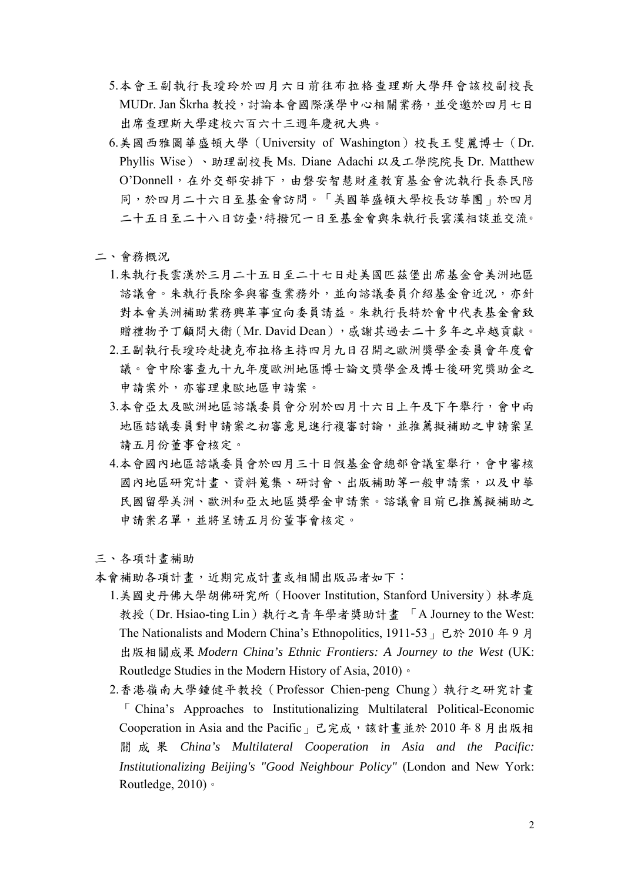5.本會王副執行長瓊玲於四月六日前往布拉格查理斯大學拜會該校副校長 MUDr. Jan Škrha 教授，討論本會國際漢學中心相關業務，並受邀於四月七日出席查理斯大學建校六百六十三週年慶祝大典。

6.美國西雅圖華盛頓大學（University of Washington）校長王斐麗博士（Dr. Phyllis Wise）、助理副校長 Ms. Diane Adachi 以及工學院院長 Dr. Matthew O'Donnell，在外交部安排下，由磐安智慧財產教育基金會沈執行長泰民陪同，於四月二十六日至基金會訪問。「美國華盛頓大學校長訪華團」於四月二十五日至二十八日訪臺，特撥冗一日至基金會與朱執行長雲漢相談並交流。

## 二、會務概況

1.朱執行長雲漢於三月二十五日至二十七日赴美國匹茲堡出席基金會美洲地區諮議會。朱執行長除參與審查業務外，並向諮議委員介紹基金會近況，亦針對本會美洲補助業務興革事宜向委員請益。朱執行長特於會中代表基金會致贈禮物予丁顧問大衛（Mr. David Dean），感謝其過去二十多年之卓越貢獻。

2.王副執行長瓊玲赴捷克布拉格主持四月九日召開之歐洲獎學金委員會年度會議。會中除審查九十九年度歐洲地區博士論文獎學金及博士後研究獎助金之申請案外，亦審理東歐地區申請案。

3.本會亞太及歐洲地區諮議委員會分別於四月十六日上午及下午舉行，會中兩地區諮議委員對申請案之初審意見進行複審討論，並推薦擬補助之申請案呈請五月份董事會核定。

4.本會國內地區諮議委員會於四月三十日假基金會總部會議室舉行，會中審核國內地區研究計畫、資料蒐集、研討會、出版補助等一般申請案，以及中華民國留學美洲、歐洲和亞太地區獎學金申請案。諮議會目前已推薦擬補助之申請案名單，並將呈請五月份董事會核定。

## 三、各項計畫補助

本會補助各項計畫，近期完成計畫或相關出版品者如下：

1.美國史丹佛大學胡佛研究所（Hoover Institution, Stanford University）林孝庭教授（Dr. Hsiao-ting Lin）執行之青年學者獎助計畫 「A Journey to the West: The Nationalists and Modern China's Ethnopolitics, 1911-53」已於 2010 年 9 月出版相關成果 *Modern China's Ethnic Frontiers: A Journey to the West* (UK: Routledge Studies in the Modern History of Asia, 2010)。

2.香港嶺南大學鍾健平教授（Professor Chien-peng Chung）執行之研究計畫「China's Approaches to Institutionalizing Multilateral Political-Economic Cooperation in Asia and the Pacific」已完成，該計畫並於 2010 年 8 月出版相關成果 *China's Multilateral Cooperation in Asia and the Pacific: Institutionalizing Beijing's "Good Neighbour Policy"* (London and New York: Routledge, 2010)。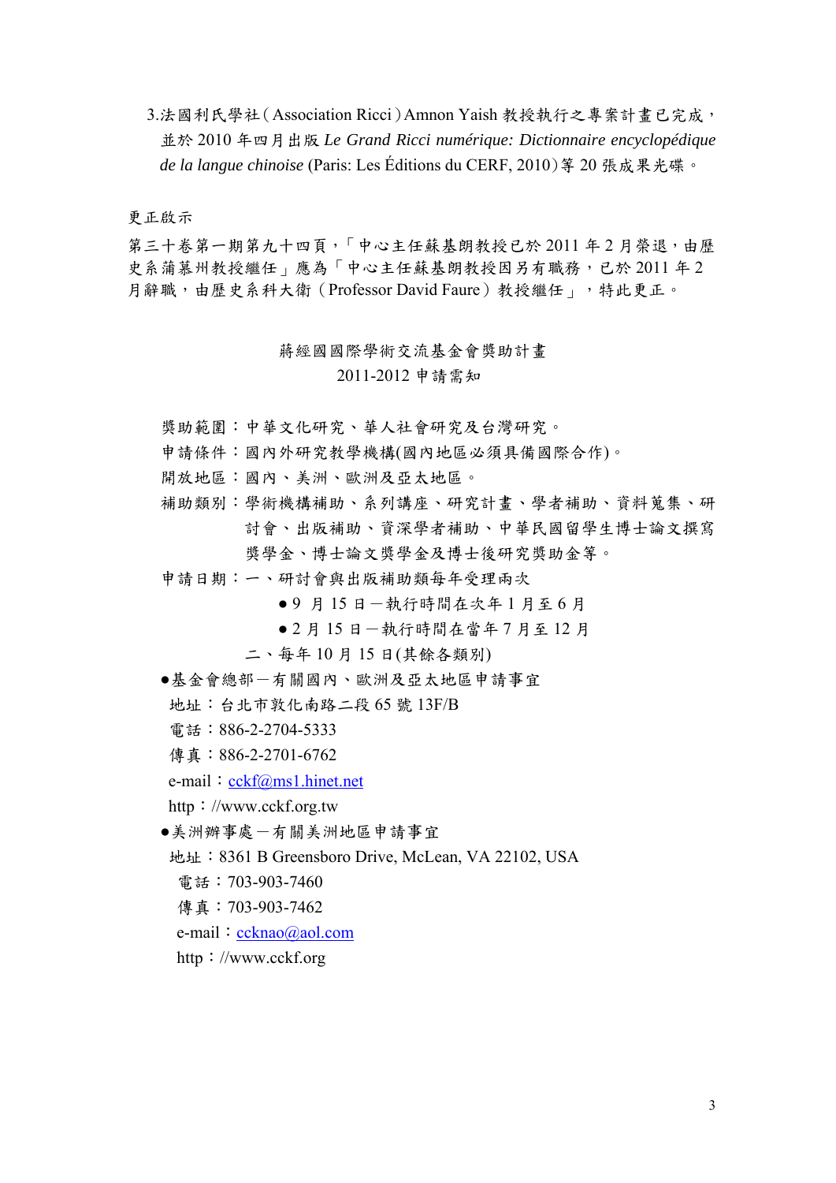3.法國利氏學社（Association Ricci）Amnon Yaish 教授執行之專案計畫已完成，並於 2010 年四月出版 *Le Grand Ricci numérique: Dictionnaire encyclopédique de la langue chinoise* (Paris: Les Éditions du CERF, 2010)等 20 張成果光碟。

更正啟示

第三十卷第一期第九十四頁，「中心主任蘇基朗教授已於 2011 年 2 月榮退，由歷史系蒲慕州教授繼任」應為「中心主任蘇基朗教授因另有職務，已於 2011 年 2 月辭職，由歷史系科大衛（Professor David Faure）教授繼任」，特此更正。

## 蔣經國國際學術交流基金會獎助計畫
## 2011-2012 申請需知

獎助範圍：中華文化研究、華人社會研究及台灣研究。

申請條件：國內外研究教學機構(國內地區必須具備國際合作)。

開放地區：國內、美洲、歐洲及亞太地區。

補助類別：學術機構補助、系列講座、研究計畫、學者補助、資料蒐集、研討會、出版補助、資深學者補助、中華民國留學生博士論文撰寫獎學金、博士論文獎學金及博士後研究獎助金等。

申請日期：一、研討會與出版補助類每年受理兩次

- 9 月 15 日－執行時間在次年 1 月至 6 月
- 2 月 15 日－執行時間在當年 7 月至 12 月

二、每年 10 月 15 日(其餘各類別)

●基金會總部－有關國內、歐洲及亞太地區申請事宜

地址：台北市敦化南路二段 65 號 13F/B

電話：886-2-2704-5333

傳真：886-2-2701-6762

e-mail：cckf@ms1.hinet.net

http：//www.cckf.org.tw

●美洲辦事處－有關美洲地區申請事宜

地址：8361 B Greensboro Drive, McLean, VA 22102, USA

電話：703-903-7460

傳真：703-903-7462

e-mail：ccknao@aol.com

http：//www.cckf.org